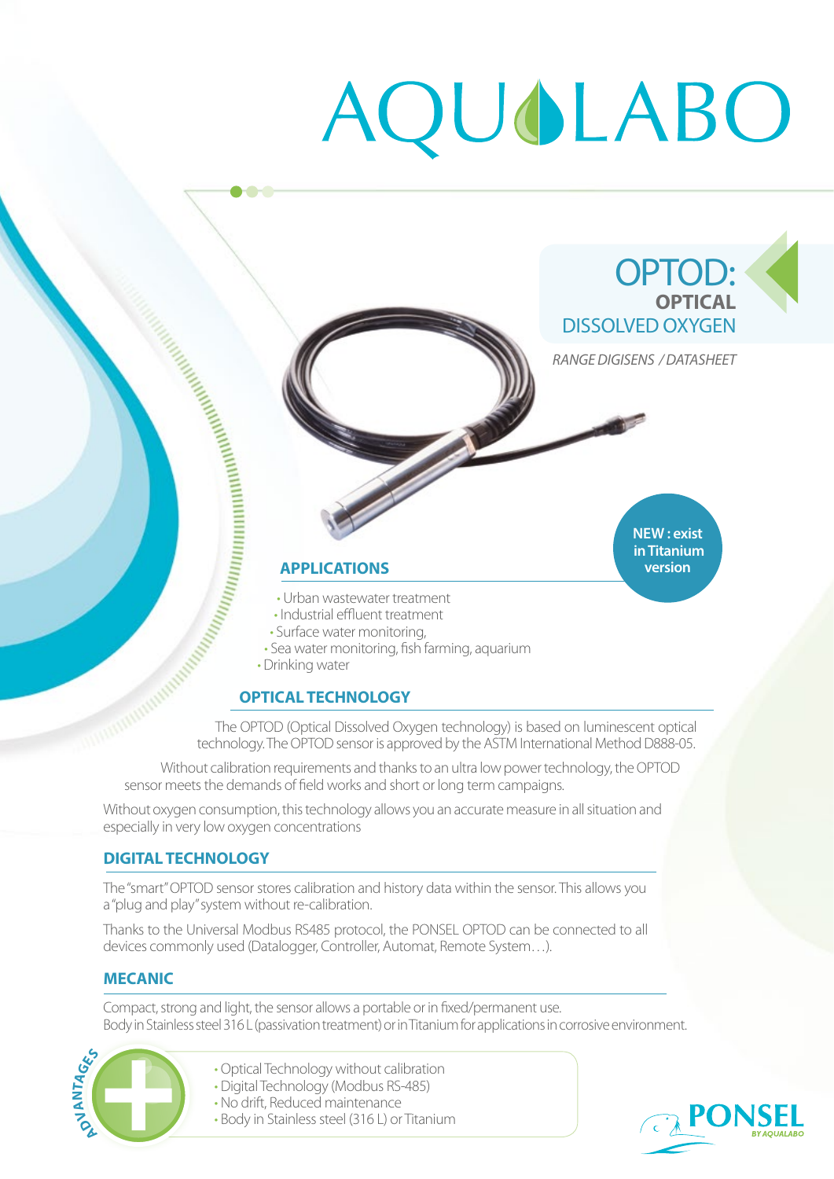# AQUALABO

# OPTOD: OPTICAL DISSOLVED OXYGEN

*RANGE DIGISENS / DATASHEET*

**NEW : exist in Titanium version**

## APPLICATIONS

- Urban wastewater treatment
- Industrial effluent treatment
- Surface water monitoring,
- Sea water monitoring, fish farming, aquarium
- Drinking water

## OPTICAL TECHNOLOGY

The OPTOD (Optical Dissolved Oxygen technology) is based on luminescent optical technology. The OPTOD sensor is approved by the ASTM International Method D888-05.

Without calibration requirements and thanks to an ultra low power technology, the OPTOD sensor meets the demands of field works and short or long term campaigns.

Without oxygen consumption, this technology allows you an accurate measure in all situation and especially in very low oxygen concentrations

## DIGITAL TECHNOLOGY

The "smart" OPTOD sensor stores calibration and history data within the sensor. This allows you a "plug and play" system without re-calibration.

Thanks to the Universal Modbus RS485 protocol, the PONSEL OPTOD can be connected to all devices commonly used (Datalogger, Controller, Automat, Remote System…).

## MECANIC

Compact, strong and light, the sensor allows a portable or in fixed/permanent use.
Body in Stainless steel 316 L (passivation treatment) or in Titanium for applications in corrosive environment.

**ADVANTAGES**

- Optical Technology without calibration
- Digital Technology (Modbus RS-485)
- No drift, Reduced maintenance
- Body in Stainless steel (316 L) or Titanium

PONSEL *BY AQUALABO*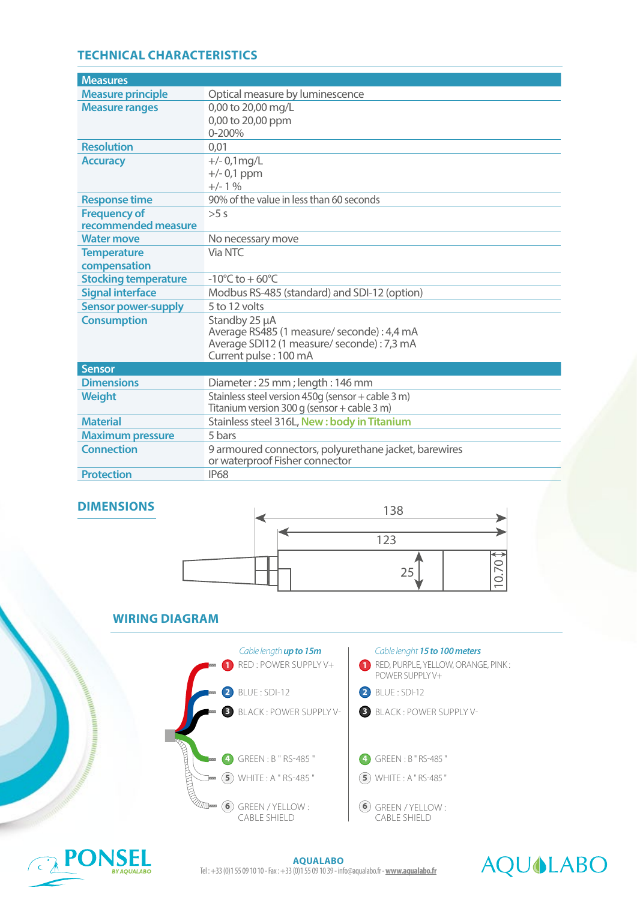## TECHNICAL CHARACTERISTICS

| | |
|---|---|
| **Measures** | |
| Measure principle | Optical measure by luminescence |
| Measure ranges | 0,00 to 20,00 mg/L<br>0,00 to 20,00 ppm<br>0-200% |
| Resolution | 0,01 |
| Accuracy | +/- 0,1mg/L<br>+/- 0,1 ppm<br>+/- 1 % |
| Response time | 90% of the value in less than 60 seconds |
| Frequency of recommended measure | >5 s |
| Water move | No necessary move |
| Temperature compensation | Via NTC |
| Stocking temperature | -10°C to + 60°C |
| Signal interface | Modbus RS-485 (standard) and SDI-12 (option) |
| Sensor power-supply | 5 to 12 volts |
| Consumption | Standby 25 µA<br>Average RS485 (1 measure/ seconde) : 4,4 mA<br>Average SDI12 (1 measure/ seconde) : 7,3 mA<br>Current pulse : 100 mA |
| **Sensor** | |
| Dimensions | Diameter : 25 mm ; length : 146 mm |
| Weight | Stainless steel version 450g (sensor + cable 3 m)<br>Titanium version 300 g (sensor + cable 3 m) |
| Material | Stainless steel 316L, **New : body in Titanium** |
| Maximum pressure | 5 bars |
| Connection | 9 armoured connectors, polyurethane jacket, barewires or waterproof Fisher connector |
| Protection | IP68 |

## DIMENSIONS

138

123

25

10.70

## WIRING DIAGRAM

*Cable length* ***up to 15m***

1. RED : POWER SUPPLY V+
2. BLUE : SDI-12
3. BLACK : POWER SUPPLY V-
4. GREEN : B " RS-485 "
5. WHITE : A " RS-485 "
6. GREEN / YELLOW : CABLE SHIELD

*Cable lenght* ***15 to 100 meters***

1. RED, PURPLE, YELLOW, ORANGE, PINK : POWER SUPPLY V+
2. BLUE : SDI-12
3. BLACK : POWER SUPPLY V-
4. GREEN : B " RS-485 "
5. WHITE : A " RS-485 "
6. GREEN / YELLOW : CABLE SHIELD

PONSEL BY AQUALABO

**AQUALABO**

Tel : +33 (0)1 55 09 10 10 - Fax : +33 (0)1 55 09 10 39 - info@aqualabo.fr - www.aqualabo.fr

AQUALABO